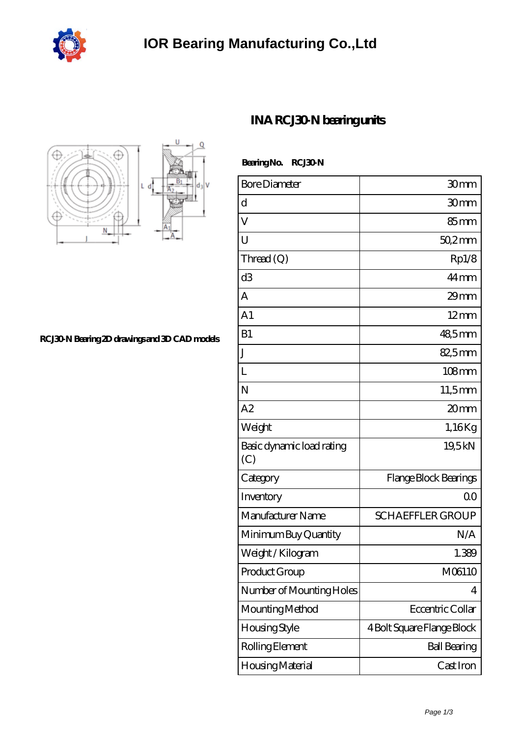# IOR Bearing Manufacturing Co.,Ltd

## INA RCJ30-N bearing units

RCJ30-N Bearing 2D drawings and 3D CAD models

**Bearing No.** RCJ30-N

| | |
|---|---|
| Bore Diameter | 30 mm |
| d | 30 mm |
| V | 85 mm |
| U | 50,2 mm |
| Thread (Q) | Rp1/8 |
| d3 | 44 mm |
| A | 29 mm |
| A1 | 12 mm |
| B1 | 48,5 mm |
| J | 82,5 mm |
| L | 108 mm |
| N | 11,5 mm |
| A2 | 20 mm |
| Weight | 1,16 Kg |
| Basic dynamic load rating (C) | 19,5 kN |
| Category | Flange Block Bearings |
| Inventory | 0.0 |
| Manufacturer Name | SCHAEFFLER GROUP |
| Minimum Buy Quantity | N/A |
| Weight / Kilogram | 1.389 |
| Product Group | M06110 |
| Number of Mounting Holes | 4 |
| Mounting Method | Eccentric Collar |
| Housing Style | 4 Bolt Square Flange Block |
| Rolling Element | Ball Bearing |
| Housing Material | Cast Iron |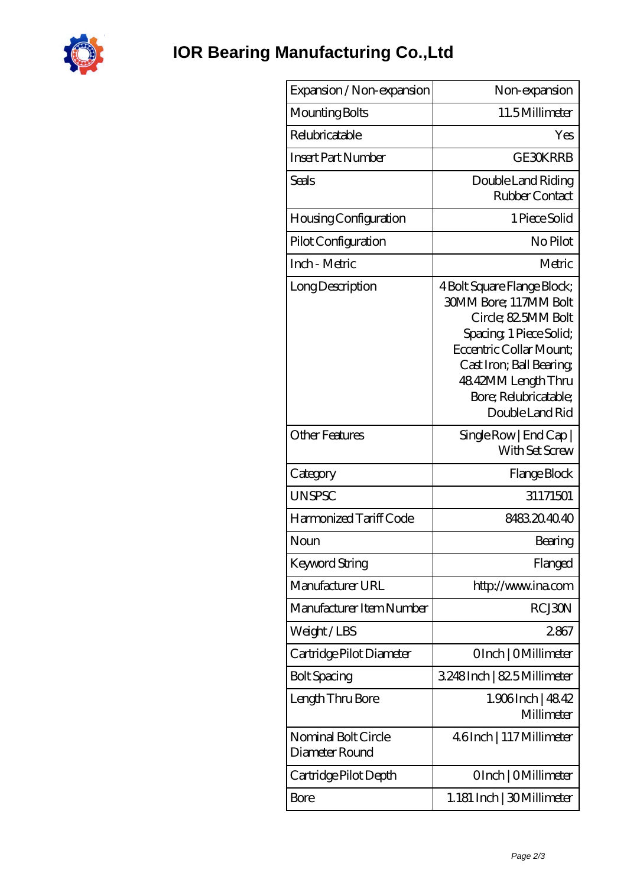# IOR Bearing Manufacturing Co.,Ltd

| Expansion / Non-expansion | Non-expansion |
|---|---|
| Mounting Bolts | 11.5 Millimeter |
| Relubricatable | Yes |
| Insert Part Number | GE30KRRB |
| Seals | Double Land Riding Rubber Contact |
| Housing Configuration | 1 Piece Solid |
| Pilot Configuration | No Pilot |
| Inch - Metric | Metric |
| Long Description | 4 Bolt Square Flange Block; 30MM Bore; 117MM Bolt Circle; 82.5MM Bolt Spacing; 1 Piece Solid; Eccentric Collar Mount; Cast Iron; Ball Bearing; 48.42MM Length Thru Bore; Relubricatable; Double Land Rid |
| Other Features | Single Row \| End Cap \| With Set Screw |
| Category | Flange Block |
| UNSPSC | 31171501 |
| Harmonized Tariff Code | 8483.20.40.40 |
| Noun | Bearing |
| Keyword String | Flanged |
| Manufacturer URL | http://www.ina.com |
| Manufacturer Item Number | RCJ30N |
| Weight / LBS | 2.867 |
| Cartridge Pilot Diameter | 0 Inch \| 0 Millimeter |
| Bolt Spacing | 3.248 Inch \| 82.5 Millimeter |
| Length Thru Bore | 1.906 Inch \| 48.42 Millimeter |
| Nominal Bolt Circle Diameter Round | 4.6 Inch \| 117 Millimeter |
| Cartridge Pilot Depth | 0 Inch \| 0 Millimeter |
| Bore | 1.181 Inch \| 30 Millimeter |